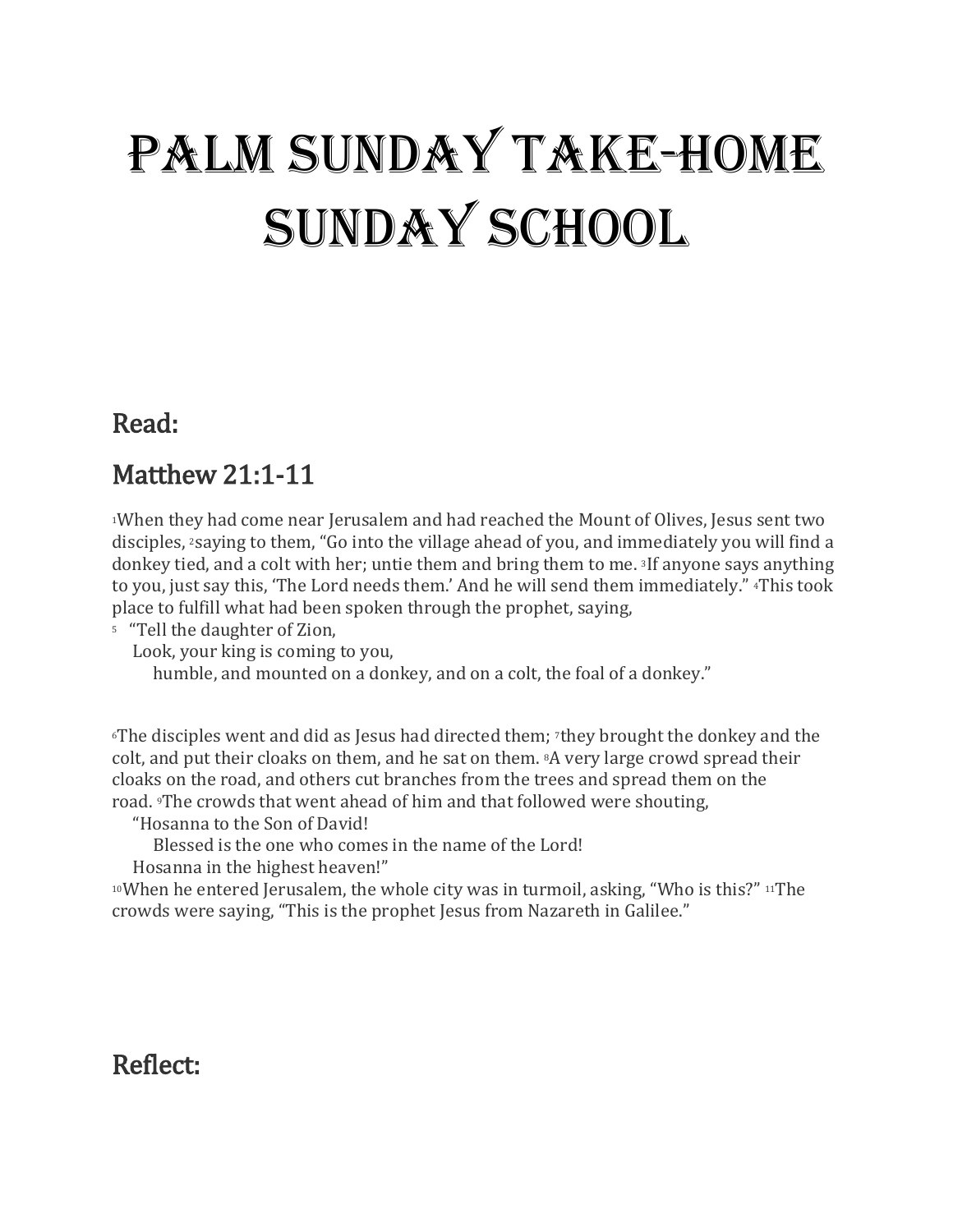# Palm Sunday Take-Home Sunday School

## Read:

## Matthew 21:1-11

1When they had come near Jerusalem and had reached the Mount of Olives, Jesus sent two disciples, 2saying to them, "Go into the village ahead of you, and immediately you will find a donkey tied, and a colt with her; untie them and bring them to me. 3If anyone says anything to you, just say this, 'The Lord needs them.' And he will send them immediately." 4This took place to fulfill what had been spoken through the prophet, saying,

5 "Tell the daughter of Zion,
  Look, your king is coming to you,
    humble, and mounted on a donkey, and on a colt, the foal of a donkey."

6The disciples went and did as Jesus had directed them; 7they brought the donkey and the colt, and put their cloaks on them, and he sat on them. 8A very large crowd spread their cloaks on the road, and others cut branches from the trees and spread them on the road. 9The crowds that went ahead of him and that followed were shouting,
  "Hosanna to the Son of David!
    Blessed is the one who comes in the name of the Lord!
  Hosanna in the highest heaven!"
10When he entered Jerusalem, the whole city was in turmoil, asking, "Who is this?" 11The crowds were saying, "This is the prophet Jesus from Nazareth in Galilee."

## Reflect: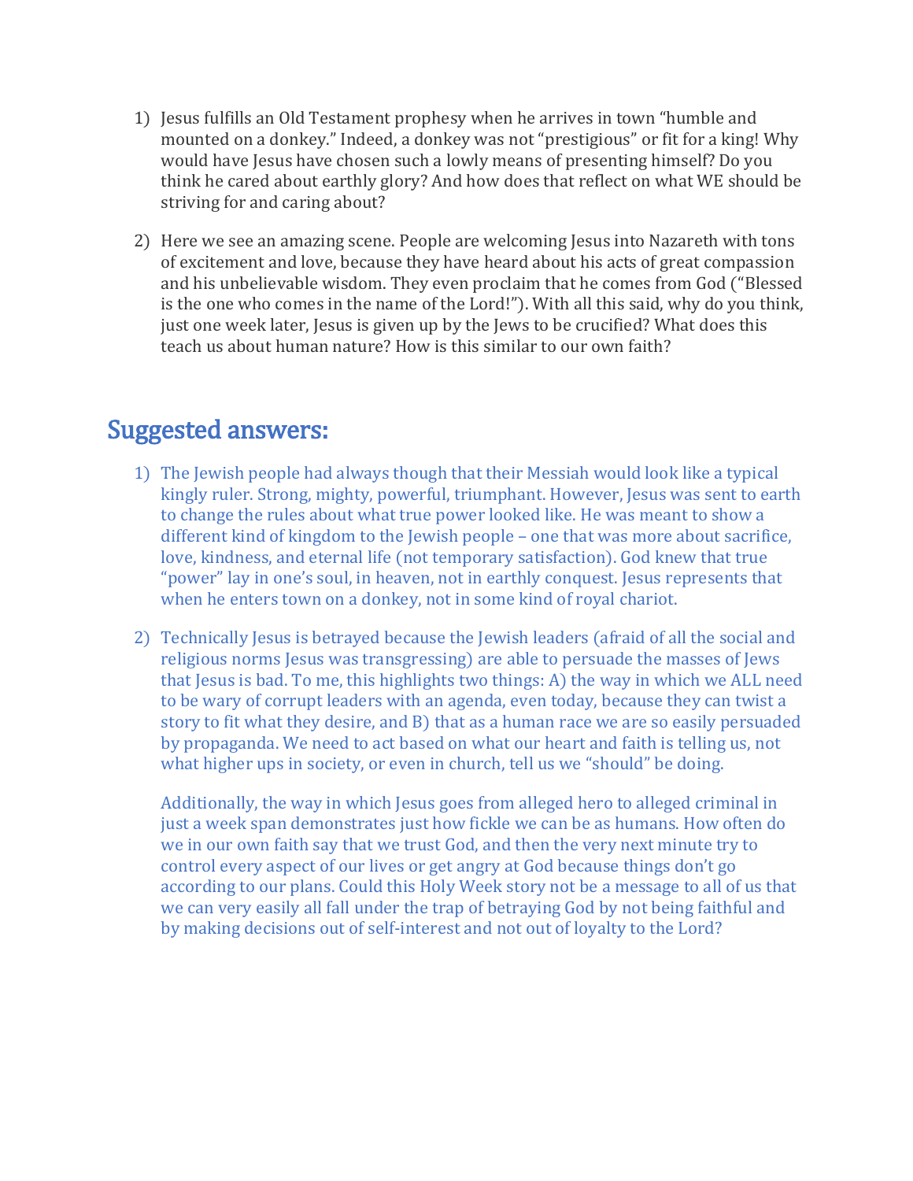1) Jesus fulfills an Old Testament prophesy when he arrives in town "humble and mounted on a donkey." Indeed, a donkey was not "prestigious" or fit for a king! Why would have Jesus have chosen such a lowly means of presenting himself? Do you think he cared about earthly glory? And how does that reflect on what WE should be striving for and caring about?

2) Here we see an amazing scene. People are welcoming Jesus into Nazareth with tons of excitement and love, because they have heard about his acts of great compassion and his unbelievable wisdom. They even proclaim that he comes from God ("Blessed is the one who comes in the name of the Lord!"). With all this said, why do you think, just one week later, Jesus is given up by the Jews to be crucified? What does this teach us about human nature? How is this similar to our own faith?

## Suggested answers:

1) The Jewish people had always though that their Messiah would look like a typical kingly ruler. Strong, mighty, powerful, triumphant. However, Jesus was sent to earth to change the rules about what true power looked like. He was meant to show a different kind of kingdom to the Jewish people – one that was more about sacrifice, love, kindness, and eternal life (not temporary satisfaction). God knew that true "power" lay in one's soul, in heaven, not in earthly conquest. Jesus represents that when he enters town on a donkey, not in some kind of royal chariot.

2) Technically Jesus is betrayed because the Jewish leaders (afraid of all the social and religious norms Jesus was transgressing) are able to persuade the masses of Jews that Jesus is bad. To me, this highlights two things: A) the way in which we ALL need to be wary of corrupt leaders with an agenda, even today, because they can twist a story to fit what they desire, and B) that as a human race we are so easily persuaded by propaganda. We need to act based on what our heart and faith is telling us, not what higher ups in society, or even in church, tell us we "should" be doing.

   Additionally, the way in which Jesus goes from alleged hero to alleged criminal in just a week span demonstrates just how fickle we can be as humans. How often do we in our own faith say that we trust God, and then the very next minute try to control every aspect of our lives or get angry at God because things don't go according to our plans. Could this Holy Week story not be a message to all of us that we can very easily all fall under the trap of betraying God by not being faithful and by making decisions out of self-interest and not out of loyalty to the Lord?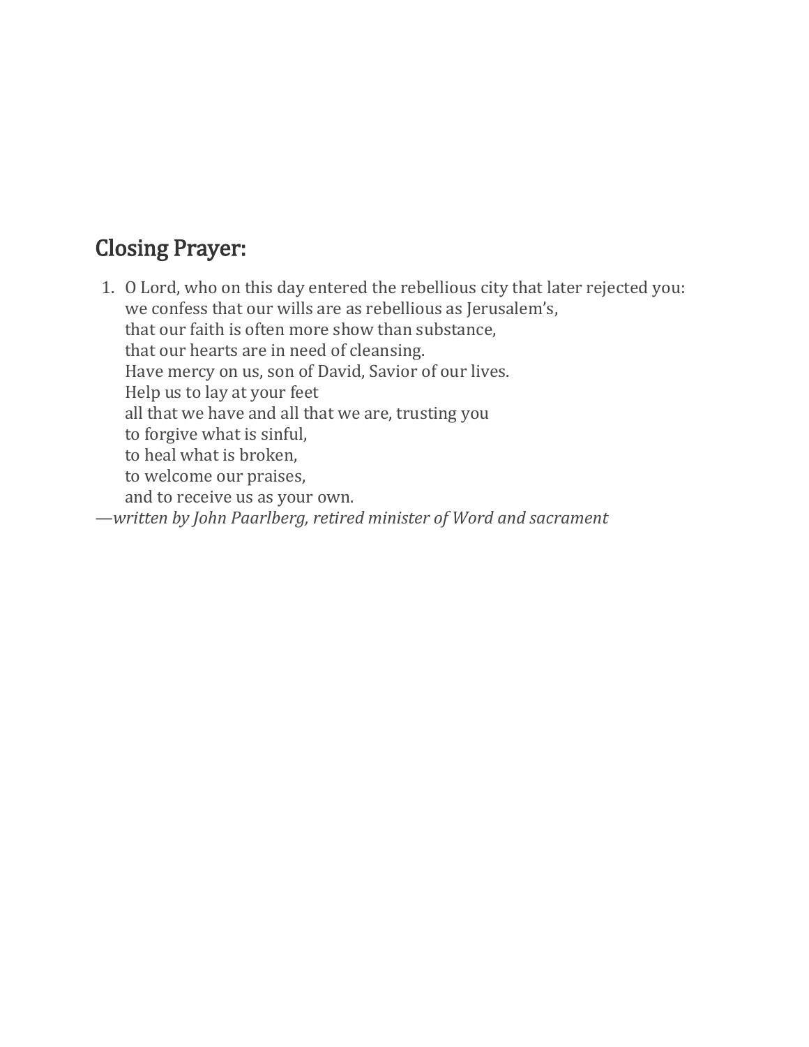## Closing Prayer:

1. O Lord, who on this day entered the rebellious city that later rejected you:
   we confess that our wills are as rebellious as Jerusalem's,
   that our faith is often more show than substance,
   that our hearts are in need of cleansing.
   Have mercy on us, son of David, Savior of our lives.
   Help us to lay at your feet
   all that we have and all that we are, trusting you
   to forgive what is sinful,
   to heal what is broken,
   to welcome our praises,
   and to receive us as your own.

—*written by John Paarlberg, retired minister of Word and sacrament*